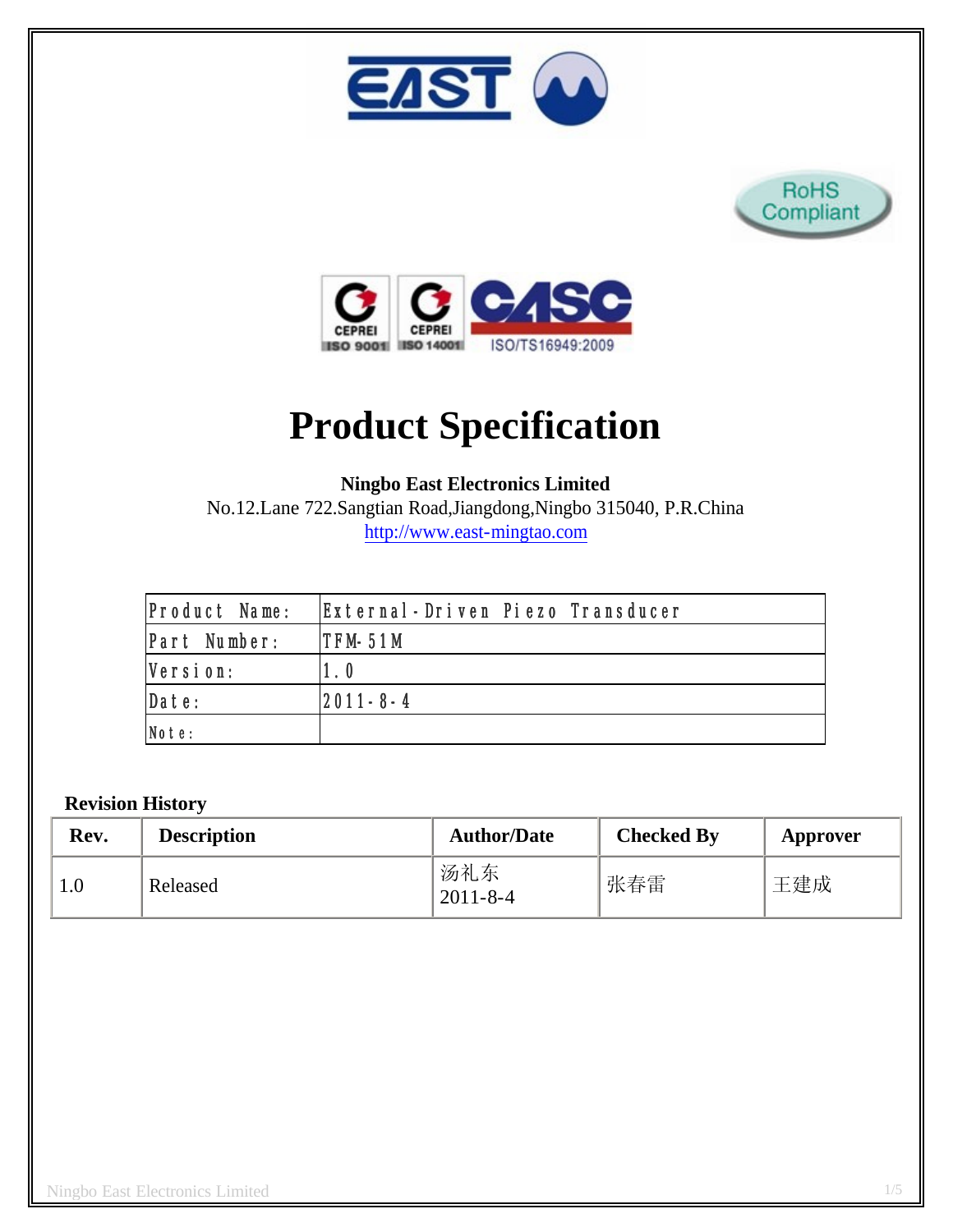# Product Specification

**Ningbo East Electronics Limited**

No.12.Lane 722.Sangtian Road,Jiangdong,Ningbo 315040, P.R.China

http://www.east-mingtao.com

| Product Name: | External-Driven Piezo Transducer |
|---|---|
| Part Number: | TFM-51M |
| Version: | 1.0 |
| Date: | 2011-8-4 |
| Note: | |

**Revision History**

| Rev. | Description | Author/Date | Checked By | Approver |
|---|---|---|---|---|
| 1.0 | Released | 汤礼东 2011-8-4 | 张春雷 | 王建成 |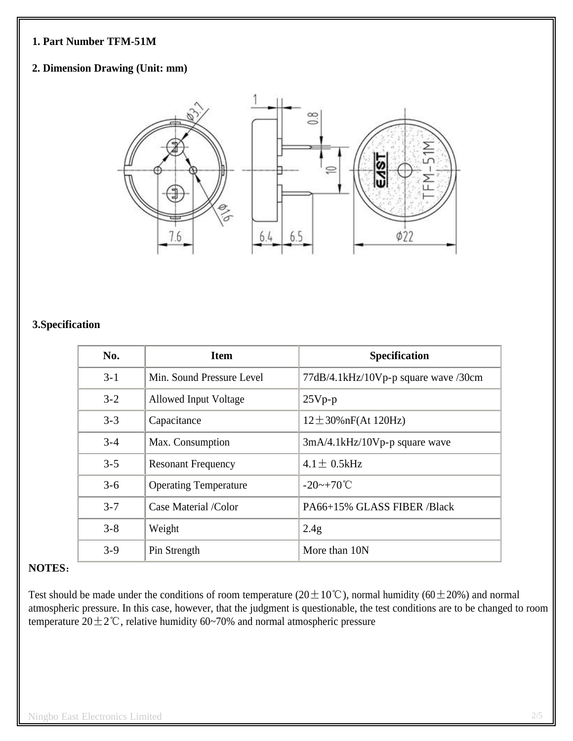**1. Part Number TFM-51M**

**2. Dimension Drawing (Unit: mm)**

**3.Specification**

| No. | Item | Specification |
|---|---|---|
| 3-1 | Min. Sound Pressure Level | 77dB/4.1kHz/10Vp-p square wave /30cm |
| 3-2 | Allowed Input Voltage | 25Vp-p |
| 3-3 | Capacitance | 12±30%nF(At 120Hz) |
| 3-4 | Max. Consumption | 3mA/4.1kHz/10Vp-p square wave |
| 3-5 | Resonant Frequency | 4.1± 0.5kHz |
| 3-6 | Operating Temperature | -20~+70℃ |
| 3-7 | Case Material /Color | PA66+15% GLASS FIBER /Black |
| 3-8 | Weight | 2.4g |
| 3-9 | Pin Strength | More than 10N |

**NOTES：**

Test should be made under the conditions of room temperature (20±10℃), normal humidity (60±20%) and normal atmospheric pressure. In this case, however, that the judgment is questionable, the test conditions are to be changed to room temperature 20±2℃, relative humidity 60~70% and normal atmospheric pressure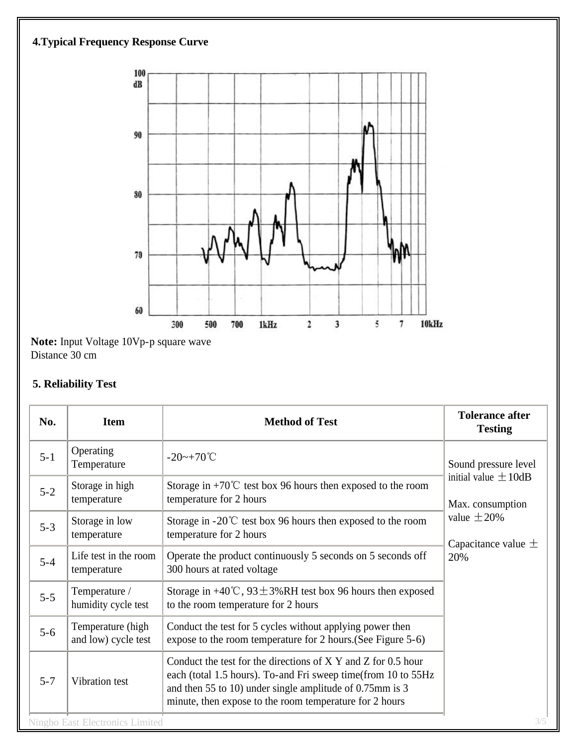## 4.Typical Frequency Response Curve

**Note:** Input Voltage 10Vp-p square wave
Distance 30 cm

## 5. Reliability Test

| No. | Item | Method of Test | Tolerance after Testing |
|---|---|---|---|
| 5-1 | Operating Temperature | -20~+70℃ | Sound pressure level initial value ±10dB<br><br>Max. consumption value ±20%<br><br>Capacitance value ±20% |
| 5-2 | Storage in high temperature | Storage in +70℃ test box 96 hours then exposed to the room temperature for 2 hours | |
| 5-3 | Storage in low temperature | Storage in -20℃ test box 96 hours then exposed to the room temperature for 2 hours | |
| 5-4 | Life test in the room temperature | Operate the product continuously 5 seconds on 5 seconds off 300 hours at rated voltage | |
| 5-5 | Temperature / humidity cycle test | Storage in +40℃, 93±3%RH test box 96 hours then exposed to the room temperature for 2 hours | |
| 5-6 | Temperature (high and low) cycle test | Conduct the test for 5 cycles without applying power then expose to the room temperature for 2 hours.(See Figure 5-6) | |
| 5-7 | Vibration test | Conduct the test for the directions of X Y and Z for 0.5 hour each (total 1.5 hours). To-and Fri sweep time(from 10 to 55Hz and then 55 to 10) under single amplitude of 0.75mm is 3 minute, then expose to the room temperature for 2 hours | |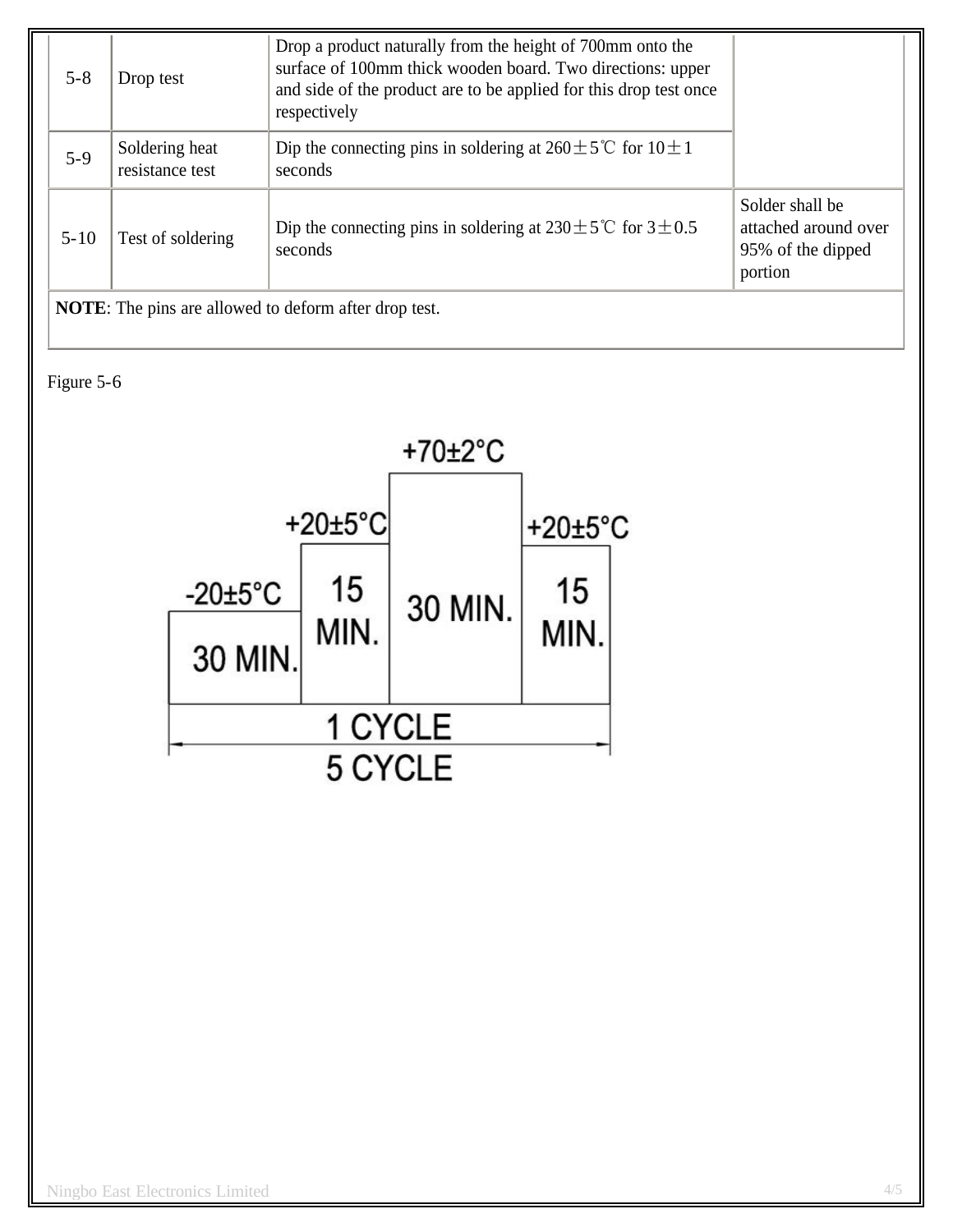| | | | |
|---|---|---|---|
| 5-8 | Drop test | Drop a product naturally from the height of 700mm onto the surface of 100mm thick wooden board. Two directions: upper and side of the product are to be applied for this drop test once respectively | |
| 5-9 | Soldering heat resistance test | Dip the connecting pins in soldering at 260±5℃ for 10±1 seconds | |
| 5-10 | Test of soldering | Dip the connecting pins in soldering at 230±5℃ for 3±0.5 seconds | Solder shall be attached around over 95% of the dipped portion |
| **NOTE**: The pins are allowed to deform after drop test. | | | |

Figure 5-6

| -20±5°C | +20±5°C | +70±2°C | +20±5°C |
|---|---|---|---|
| 30 MIN. | 15 MIN. | 30 MIN. | 15 MIN. |

1 CYCLE

5 CYCLE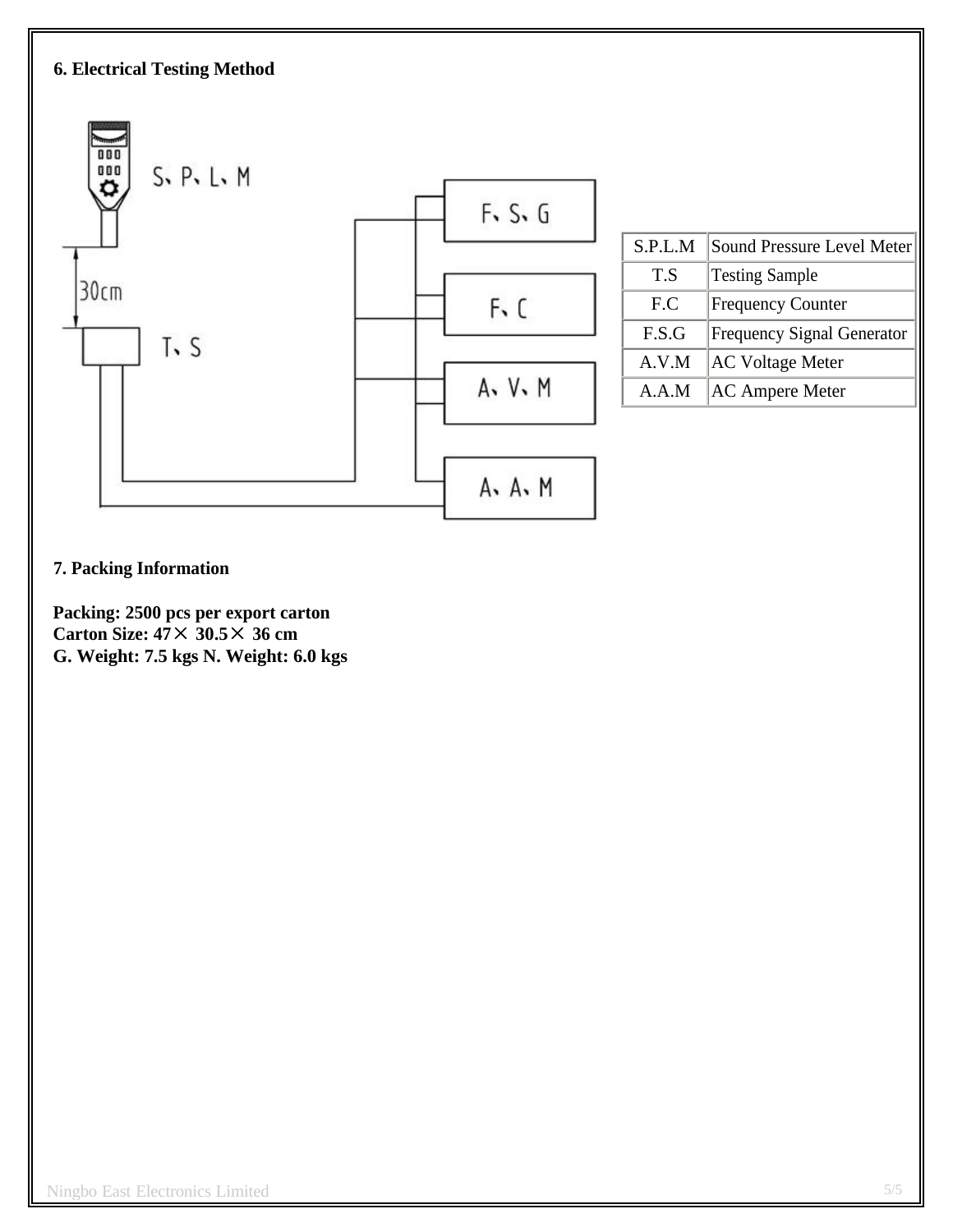### 6. Electrical Testing Method

S、P、L、M

30cm

T、S

F、S、G

F、C

A、V、M

A、A、M

| | |
|---|---|
| S.P.L.M | Sound Pressure Level Meter |
| T.S | Testing Sample |
| F.C | Frequency Counter |
| F.S.G | Frequency Signal Generator |
| A.V.M | AC Voltage Meter |
| A.A.M | AC Ampere Meter |

### 7. Packing Information

**Packing: 2500 pcs per export carton**
**Carton Size: 47× 30.5× 36 cm**
**G. Weight: 7.5 kgs N. Weight: 6.0 kgs**